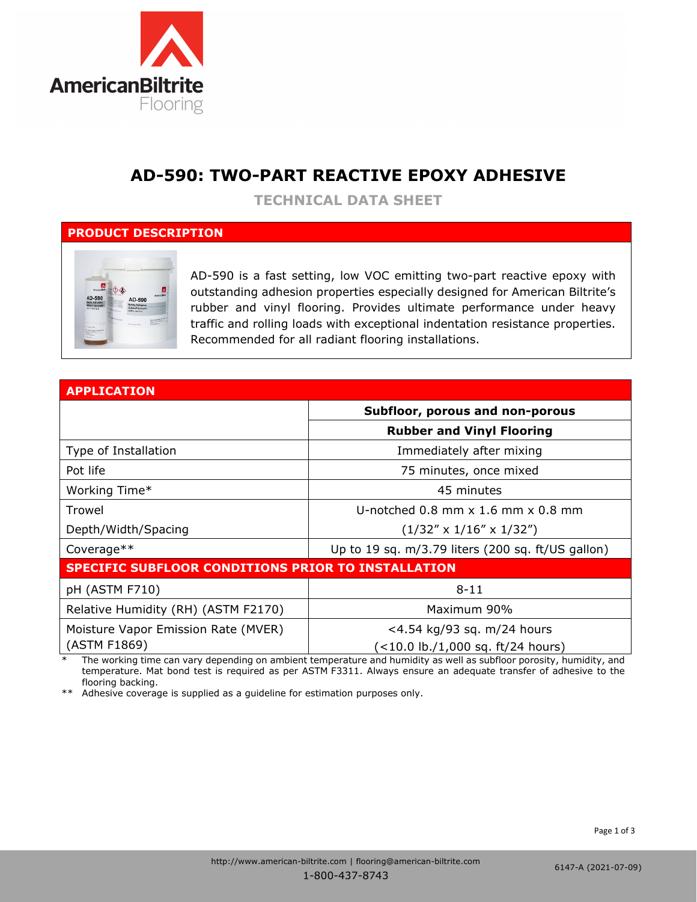# AD-590: TWO-PART REACTIVE EPOXY ADHESIVE

## TECHNICAL DATA SHEET

### PRODUCT DESCRIPTION

AD-590 is a fast setting, low VOC emitting two-part reactive epoxy with outstanding adhesion properties especially designed for American Biltrite's rubber and vinyl flooring. Provides ultimate performance under heavy traffic and rolling loads with exceptional indentation resistance properties. Recommended for all radiant flooring installations.

### APPLICATION

| | Subfloor, porous and non-porous |
|---|---|
| | **Rubber and Vinyl Flooring** |
| Type of Installation | Immediately after mixing |
| Pot life | 75 minutes, once mixed |
| Working Time* | 45 minutes |
| Trowel Depth/Width/Spacing | U-notched 0.8 mm x 1.6 mm x 0.8 mm (1/32" x 1/16" x 1/32") |
| Coverage** | Up to 19 sq. m/3.79 liters (200 sq. ft/US gallon) |
| **SPECIFIC SUBFLOOR CONDITIONS PRIOR TO INSTALLATION** | |
| pH (ASTM F710) | 8-11 |
| Relative Humidity (RH) (ASTM F2170) | Maximum 90% |
| Moisture Vapor Emission Rate (MVER) (ASTM F1869) | <4.54 kg/93 sq. m/24 hours (<10.0 lb./1,000 sq. ft/24 hours) |

\* The working time can vary depending on ambient temperature and humidity as well as subfloor porosity, humidity, and temperature. Mat bond test is required as per ASTM F3311. Always ensure an adequate transfer of adhesive to the flooring backing.

\** Adhesive coverage is supplied as a guideline for estimation purposes only.

http://www.american-biltrite.com | flooring@american-biltrite.com
1-800-437-8743

6147-A (2021-07-09)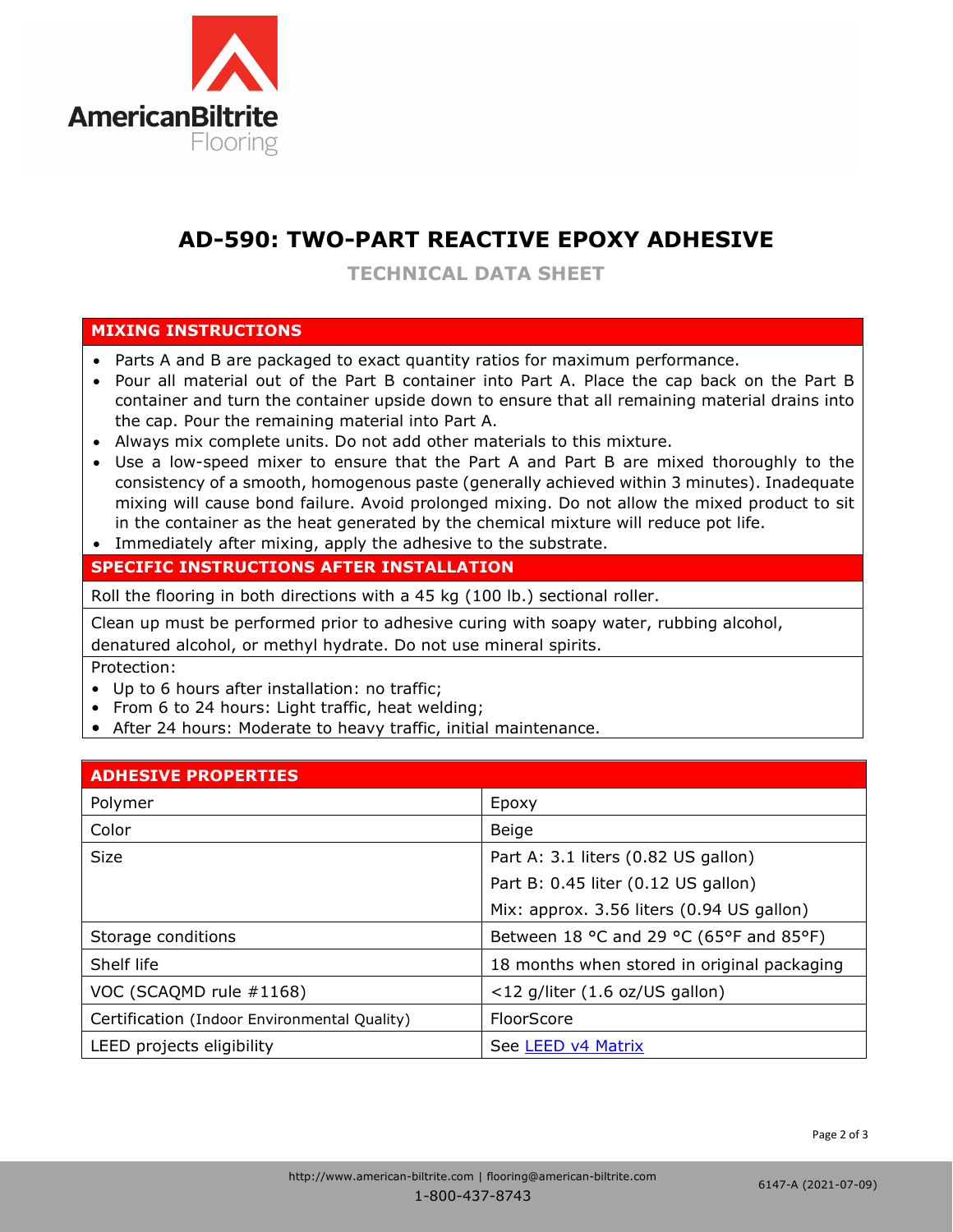# AD-590: TWO-PART REACTIVE EPOXY ADHESIVE

## TECHNICAL DATA SHEET

### MIXING INSTRUCTIONS

- Parts A and B are packaged to exact quantity ratios for maximum performance.
- Pour all material out of the Part B container into Part A. Place the cap back on the Part B container and turn the container upside down to ensure that all remaining material drains into the cap. Pour the remaining material into Part A.
- Always mix complete units. Do not add other materials to this mixture.
- Use a low-speed mixer to ensure that the Part A and Part B are mixed thoroughly to the consistency of a smooth, homogenous paste (generally achieved within 3 minutes). Inadequate mixing will cause bond failure. Avoid prolonged mixing. Do not allow the mixed product to sit in the container as the heat generated by the chemical mixture will reduce pot life.
- Immediately after mixing, apply the adhesive to the substrate.

### SPECIFIC INSTRUCTIONS AFTER INSTALLATION

Roll the flooring in both directions with a 45 kg (100 lb.) sectional roller.

Clean up must be performed prior to adhesive curing with soapy water, rubbing alcohol, denatured alcohol, or methyl hydrate. Do not use mineral spirits.

Protection:

- Up to 6 hours after installation: no traffic;
- From 6 to 24 hours: Light traffic, heat welding;
- After 24 hours: Moderate to heavy traffic, initial maintenance.

### ADHESIVE PROPERTIES

| Property | Value |
|---|---|
| Polymer | Epoxy |
| Color | Beige |
| Size | Part A: 3.1 liters (0.82 US gallon)<br>Part B: 0.45 liter (0.12 US gallon)<br>Mix: approx. 3.56 liters (0.94 US gallon) |
| Storage conditions | Between 18 °C and 29 °C (65°F and 85°F) |
| Shelf life | 18 months when stored in original packaging |
| VOC (SCAQMD rule #1168) | <12 g/liter (1.6 oz/US gallon) |
| Certification (Indoor Environmental Quality) | FloorScore |
| LEED projects eligibility | See LEED v4 Matrix |

http://www.american-biltrite.com | flooring@american-biltrite.com
1-800-437-8743

6147-A (2021-07-09)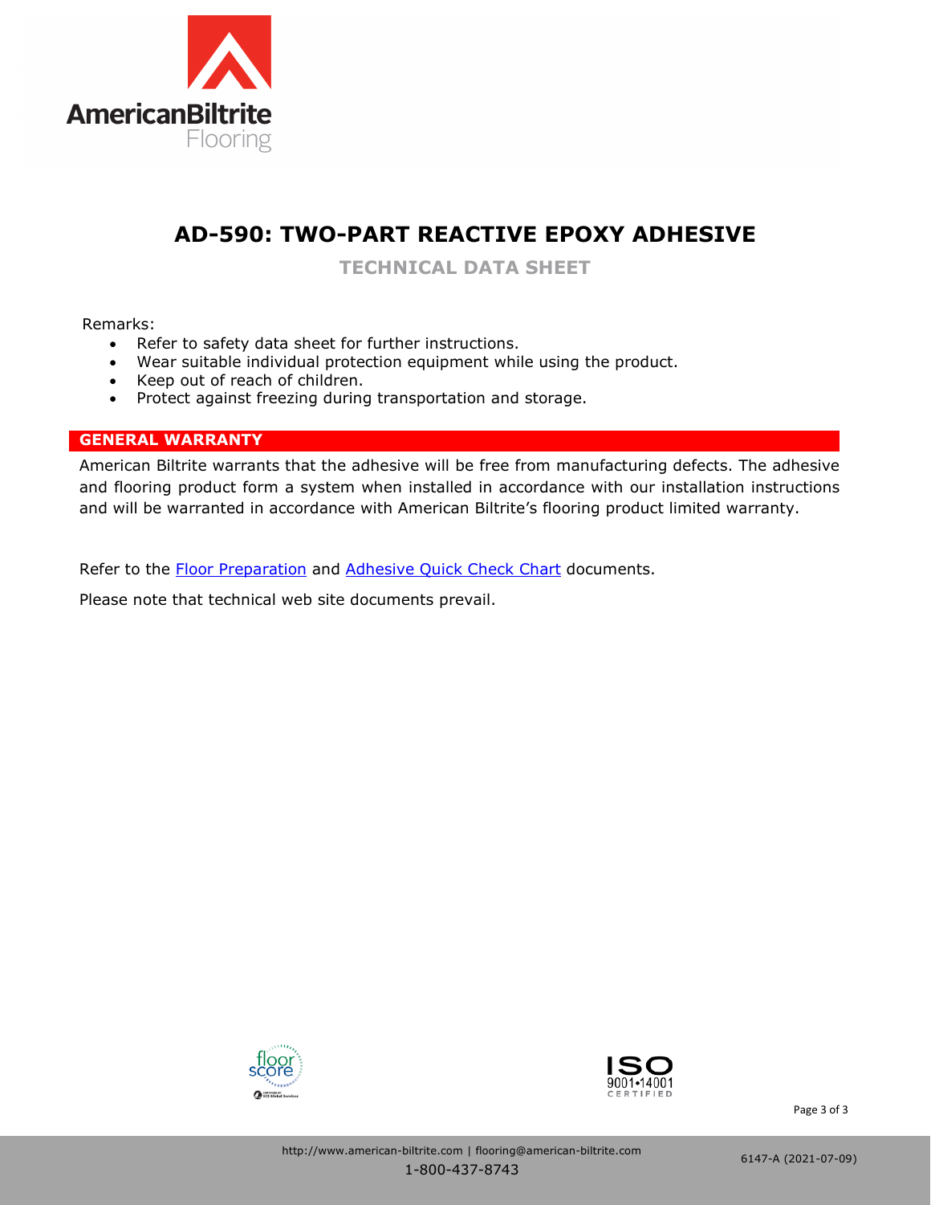# AD-590: TWO-PART REACTIVE EPOXY ADHESIVE

## TECHNICAL DATA SHEET

Remarks:

- Refer to safety data sheet for further instructions.
- Wear suitable individual protection equipment while using the product.
- Keep out of reach of children.
- Protect against freezing during transportation and storage.

## GENERAL WARRANTY

American Biltrite warrants that the adhesive will be free from manufacturing defects. The adhesive and flooring product form a system when installed in accordance with our installation instructions and will be warranted in accordance with American Biltrite's flooring product limited warranty.

Refer to the Floor Preparation and Adhesive Quick Check Chart documents.

Please note that technical web site documents prevail.

http://www.american-biltrite.com | flooring@american-biltrite.com
1-800-437-8743

6147-A (2021-07-09)